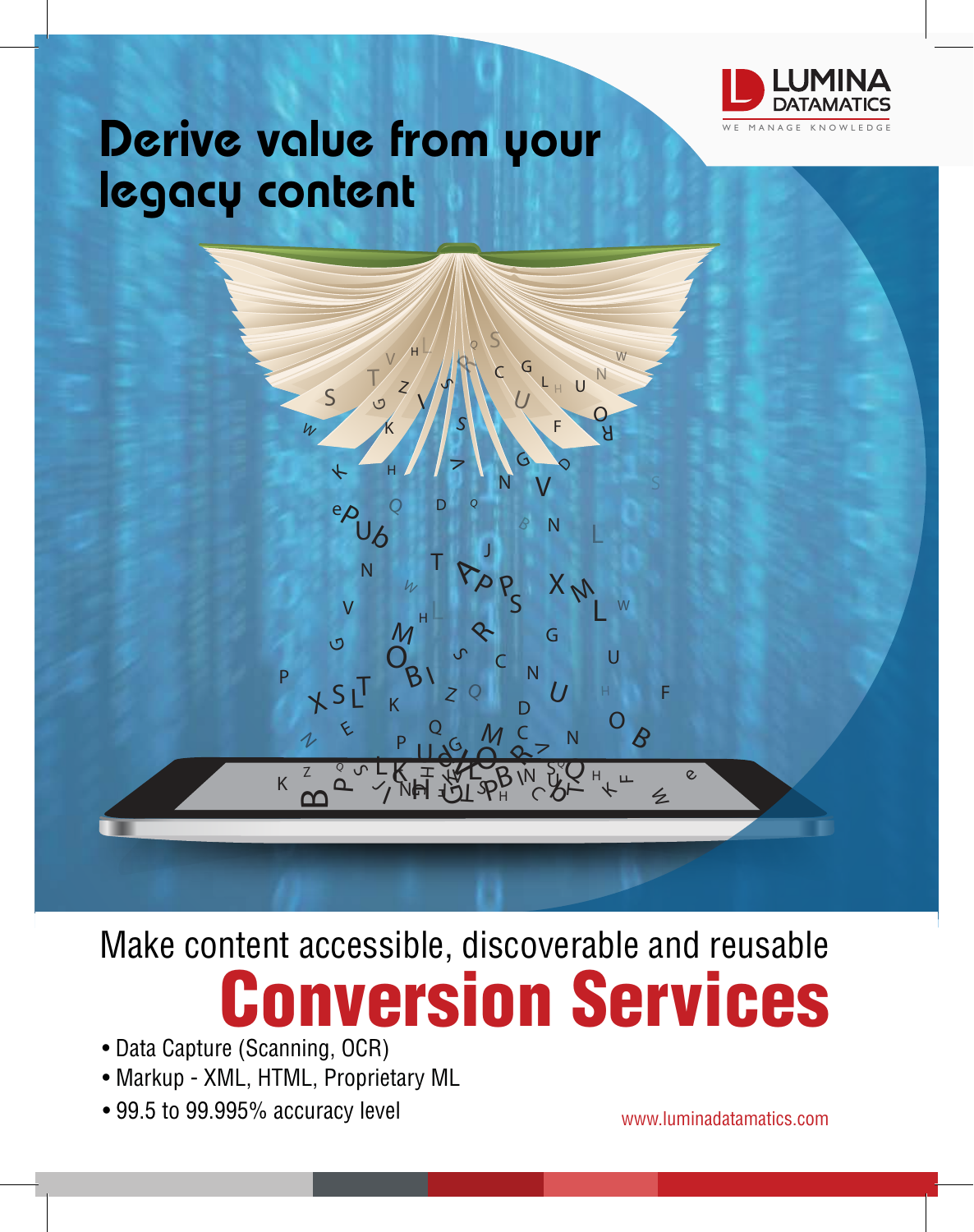LUMINA DATAMATICS

WE MANAGE KNOWLEDGE

# Derive value from your legacy content

Make content accessible, discoverable and reusable

# Conversion Services

- Data Capture (Scanning, OCR)
- Markup - XML, HTML, Proprietary ML
- 99.5 to 99.995% accuracy level

www.luminadatamatics.com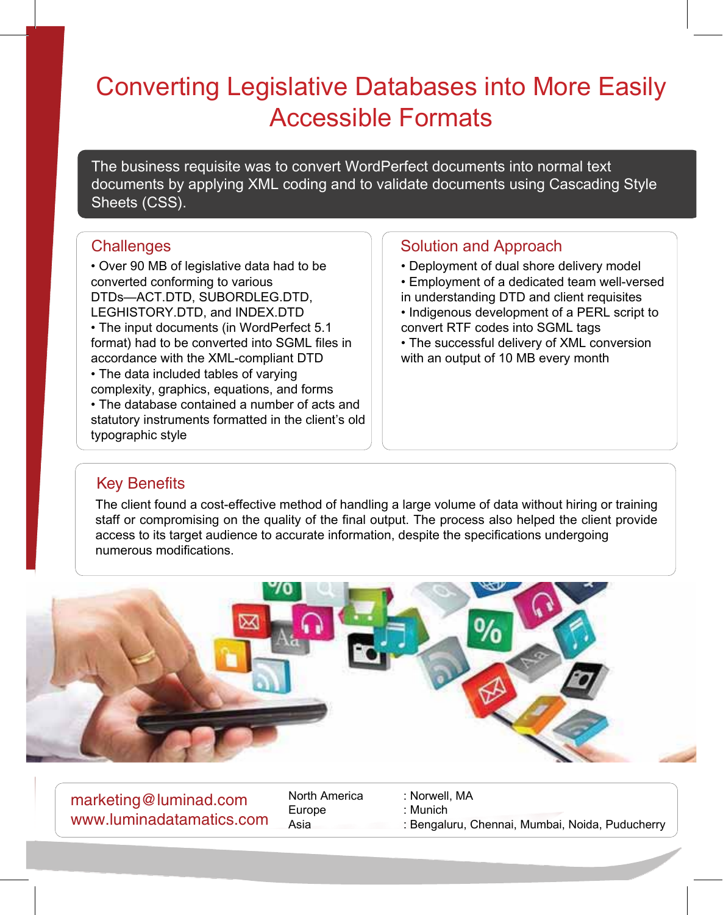# Converting Legislative Databases into More Easily Accessible Formats

The business requisite was to convert WordPerfect documents into normal text documents by applying XML coding and to validate documents using Cascading Style Sheets (CSS).

## Challenges

- Over 90 MB of legislative data had to be converted conforming to various DTDs—ACT.DTD, SUBORDLEG.DTD, LEGHISTORY.DTD, and INDEX.DTD
- The input documents (in WordPerfect 5.1 format) had to be converted into SGML files in accordance with the XML-compliant DTD
- The data included tables of varying complexity, graphics, equations, and forms
- The database contained a number of acts and statutory instruments formatted in the client's old typographic style

## Solution and Approach

- Deployment of dual shore delivery model
- Employment of a dedicated team well-versed in understanding DTD and client requisites
- Indigenous development of a PERL script to convert RTF codes into SGML tags
- The successful delivery of XML conversion with an output of 10 MB every month

## Key Benefits

The client found a cost-effective method of handling a large volume of data without hiring or training staff or compromising on the quality of the final output. The process also helped the client provide access to its target audience to accurate information, despite the specifications undergoing numerous modifications.

marketing@luminad.com
www.luminadatamatics.com

North America : Norwell, MA
Europe : Munich
Asia : Bengaluru, Chennai, Mumbai, Noida, Puducherry